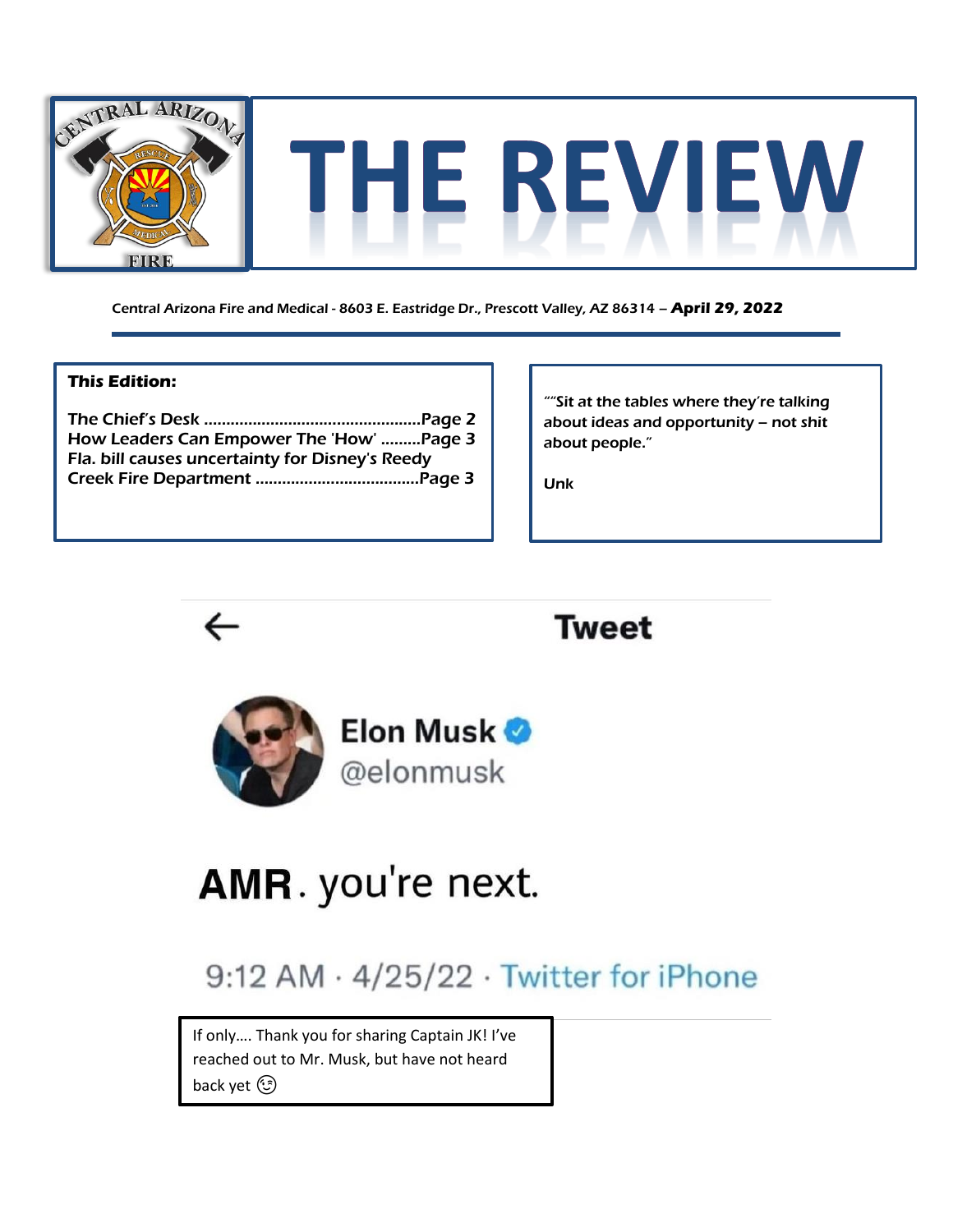# THE REVIEW

Central Arizona Fire and Medical - 8603 E. Eastridge Dr., Prescott Valley, AZ 86314 – **April 29, 2022**

***This Edition:***

The Chief's Desk ................................................Page 2
How Leaders Can Empower The 'How' .........Page 3
Fla. bill causes uncertainty for Disney's Reedy Creek Fire Department ....................................Page 3

""Sit at the tables where they're talking about ideas and opportunity – not shit about people."

Unk

Tweet

**Elon Musk** @elonmusk

**AMR**. you're next.

9:12 AM · 4/25/22 · Twitter for iPhone

If only…. Thank you for sharing Captain JK! I've reached out to Mr. Musk, but have not heard back yet 😉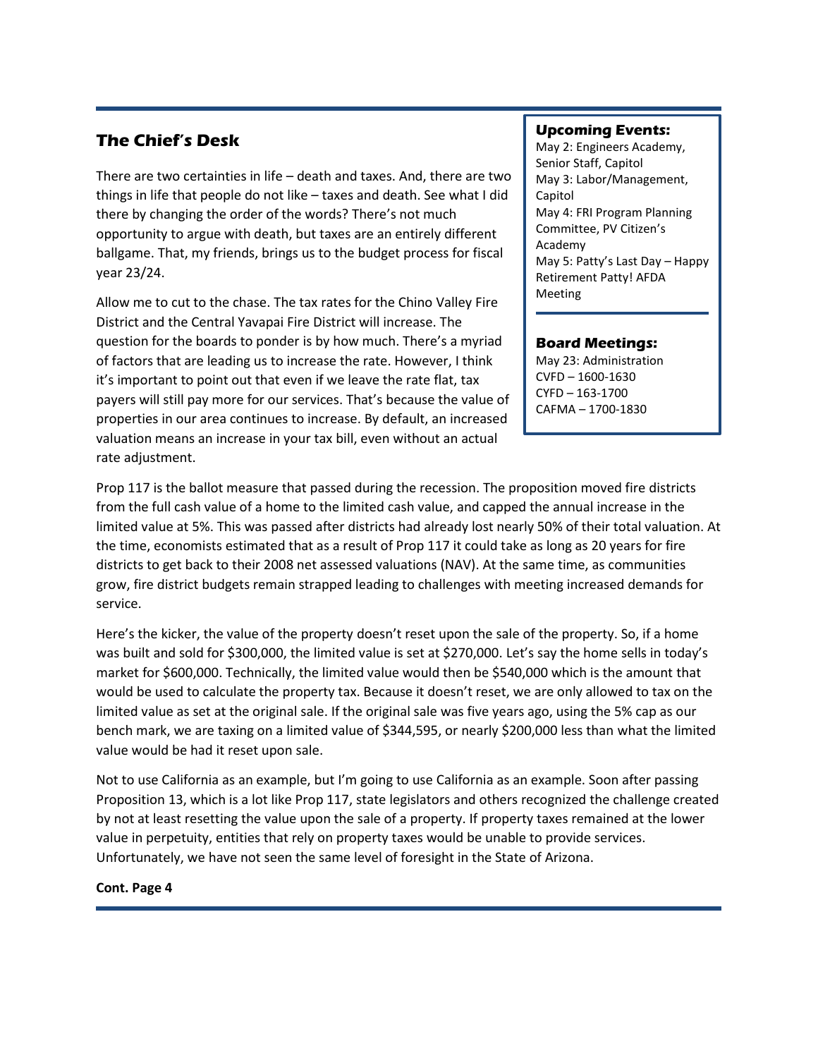## The Chief's Desk

There are two certainties in life – death and taxes. And, there are two things in life that people do not like – taxes and death. See what I did there by changing the order of the words? There's not much opportunity to argue with death, but taxes are an entirely different ballgame. That, my friends, brings us to the budget process for fiscal year 23/24.

Allow me to cut to the chase. The tax rates for the Chino Valley Fire District and the Central Yavapai Fire District will increase. The question for the boards to ponder is by how much. There's a myriad of factors that are leading us to increase the rate. However, I think it's important to point out that even if we leave the rate flat, tax payers will still pay more for our services. That's because the value of properties in our area continues to increase. By default, an increased valuation means an increase in your tax bill, even without an actual rate adjustment.

Prop 117 is the ballot measure that passed during the recession. The proposition moved fire districts from the full cash value of a home to the limited cash value, and capped the annual increase in the limited value at 5%. This was passed after districts had already lost nearly 50% of their total valuation. At the time, economists estimated that as a result of Prop 117 it could take as long as 20 years for fire districts to get back to their 2008 net assessed valuations (NAV). At the same time, as communities grow, fire district budgets remain strapped leading to challenges with meeting increased demands for service.

Here's the kicker, the value of the property doesn't reset upon the sale of the property. So, if a home was built and sold for $300,000, the limited value is set at $270,000. Let's say the home sells in today's market for $600,000. Technically, the limited value would then be $540,000 which is the amount that would be used to calculate the property tax. Because it doesn't reset, we are only allowed to tax on the limited value as set at the original sale. If the original sale was five years ago, using the 5% cap as our bench mark, we are taxing on a limited value of $344,595, or nearly $200,000 less than what the limited value would be had it reset upon sale.

Not to use California as an example, but I'm going to use California as an example. Soon after passing Proposition 13, which is a lot like Prop 117, state legislators and others recognized the challenge created by not at least resetting the value upon the sale of a property. If property taxes remained at the lower value in perpetuity, entities that rely on property taxes would be unable to provide services. Unfortunately, we have not seen the same level of foresight in the State of Arizona.

**Cont. Page 4**

### Upcoming Events:

May 2: Engineers Academy, Senior Staff, Capitol
May 3: Labor/Management, Capitol
May 4: FRI Program Planning Committee, PV Citizen's Academy
May 5: Patty's Last Day – Happy Retirement Patty! AFDA Meeting

### Board Meetings:

May 23: Administration
CVFD – 1600-1630
CYFD – 163-1700
CAFMA – 1700-1830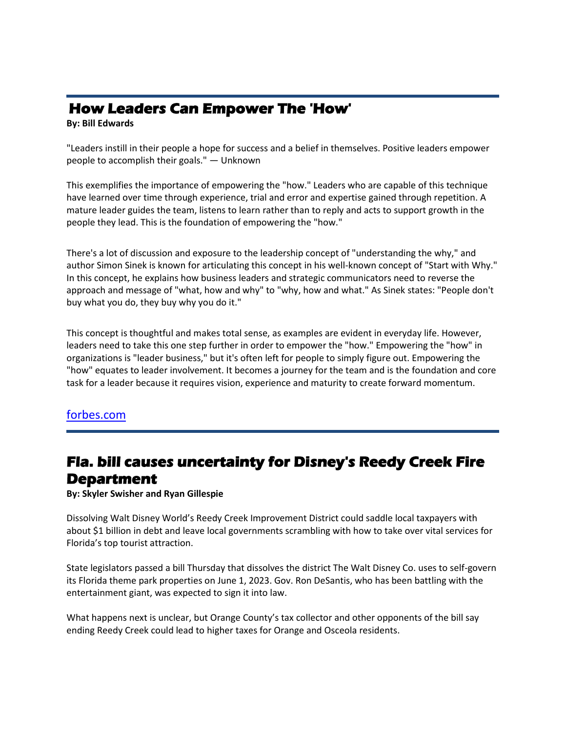## How Leaders Can Empower The 'How'

**By: Bill Edwards**

"Leaders instill in their people a hope for success and a belief in themselves. Positive leaders empower people to accomplish their goals." — Unknown

This exemplifies the importance of empowering the "how." Leaders who are capable of this technique have learned over time through experience, trial and error and expertise gained through repetition. A mature leader guides the team, listens to learn rather than to reply and acts to support growth in the people they lead. This is the foundation of empowering the "how."

There's a lot of discussion and exposure to the leadership concept of "understanding the why," and author Simon Sinek is known for articulating this concept in his well-known concept of "Start with Why." In this concept, he explains how business leaders and strategic communicators need to reverse the approach and message of "what, how and why" to "why, how and what." As Sinek states: "People don't buy what you do, they buy why you do it."

This concept is thoughtful and makes total sense, as examples are evident in everyday life. However, leaders need to take this one step further in order to empower the "how." Empowering the "how" in organizations is "leader business," but it's often left for people to simply figure out. Empowering the "how" equates to leader involvement. It becomes a journey for the team and is the foundation and core task for a leader because it requires vision, experience and maturity to create forward momentum.

forbes.com

---

## Fla. bill causes uncertainty for Disney's Reedy Creek Fire Department

**By: Skyler Swisher and Ryan Gillespie**

Dissolving Walt Disney World's Reedy Creek Improvement District could saddle local taxpayers with about $1 billion in debt and leave local governments scrambling with how to take over vital services for Florida's top tourist attraction.

State legislators passed a bill Thursday that dissolves the district The Walt Disney Co. uses to self-govern its Florida theme park properties on June 1, 2023. Gov. Ron DeSantis, who has been battling with the entertainment giant, was expected to sign it into law.

What happens next is unclear, but Orange County's tax collector and other opponents of the bill say ending Reedy Creek could lead to higher taxes for Orange and Osceola residents.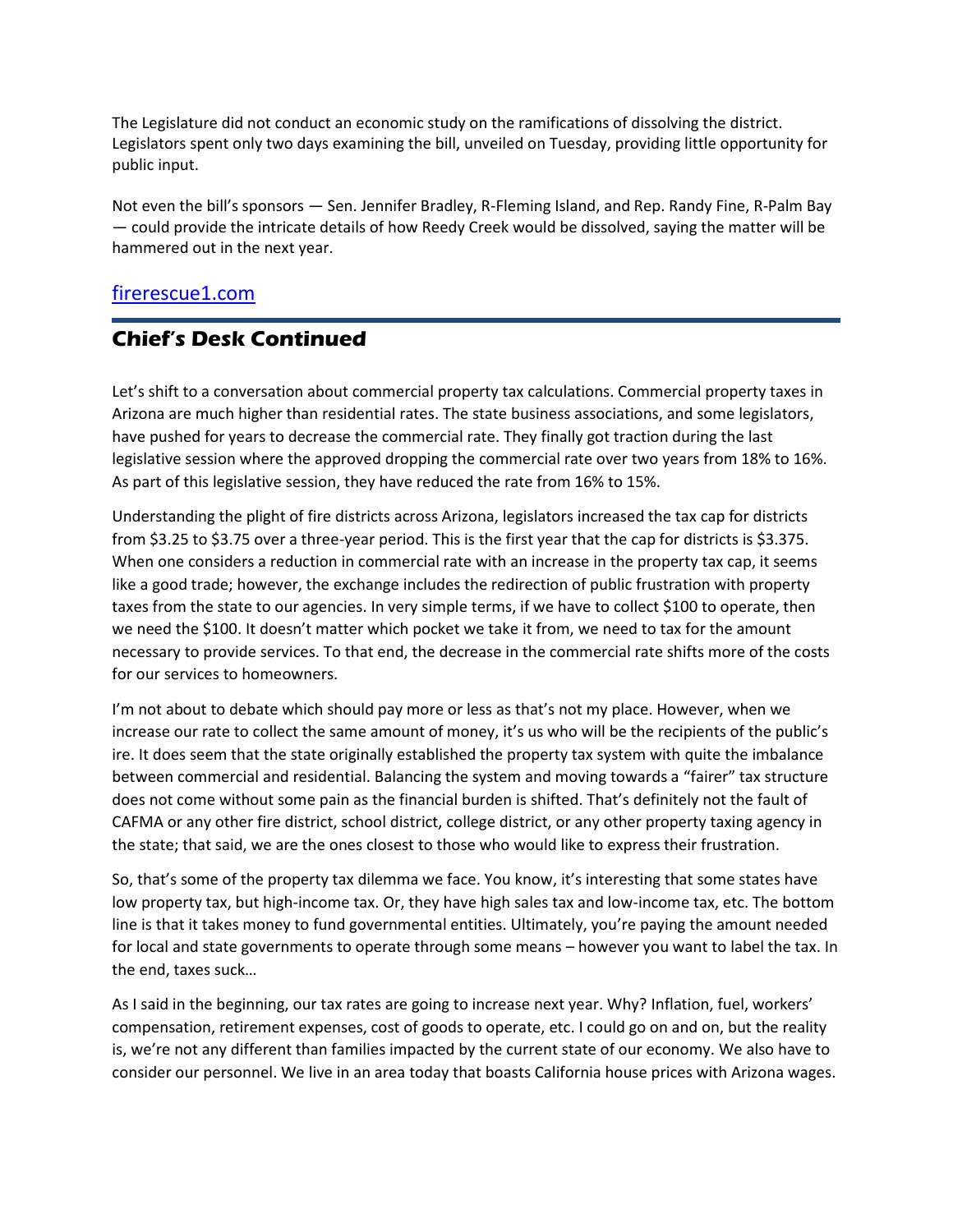The Legislature did not conduct an economic study on the ramifications of dissolving the district. Legislators spent only two days examining the bill, unveiled on Tuesday, providing little opportunity for public input.

Not even the bill's sponsors — Sen. Jennifer Bradley, R-Fleming Island, and Rep. Randy Fine, R-Palm Bay — could provide the intricate details of how Reedy Creek would be dissolved, saying the matter will be hammered out in the next year.

firerescue1.com

## Chief's Desk Continued

Let's shift to a conversation about commercial property tax calculations. Commercial property taxes in Arizona are much higher than residential rates. The state business associations, and some legislators, have pushed for years to decrease the commercial rate. They finally got traction during the last legislative session where the approved dropping the commercial rate over two years from 18% to 16%. As part of this legislative session, they have reduced the rate from 16% to 15%.

Understanding the plight of fire districts across Arizona, legislators increased the tax cap for districts from $3.25 to $3.75 over a three-year period. This is the first year that the cap for districts is $3.375. When one considers a reduction in commercial rate with an increase in the property tax cap, it seems like a good trade; however, the exchange includes the redirection of public frustration with property taxes from the state to our agencies. In very simple terms, if we have to collect $100 to operate, then we need the $100. It doesn't matter which pocket we take it from, we need to tax for the amount necessary to provide services. To that end, the decrease in the commercial rate shifts more of the costs for our services to homeowners.

I'm not about to debate which should pay more or less as that's not my place. However, when we increase our rate to collect the same amount of money, it's us who will be the recipients of the public's ire. It does seem that the state originally established the property tax system with quite the imbalance between commercial and residential. Balancing the system and moving towards a "fairer" tax structure does not come without some pain as the financial burden is shifted. That's definitely not the fault of CAFMA or any other fire district, school district, college district, or any other property taxing agency in the state; that said, we are the ones closest to those who would like to express their frustration.

So, that's some of the property tax dilemma we face. You know, it's interesting that some states have low property tax, but high-income tax. Or, they have high sales tax and low-income tax, etc. The bottom line is that it takes money to fund governmental entities. Ultimately, you're paying the amount needed for local and state governments to operate through some means – however you want to label the tax. In the end, taxes suck…

As I said in the beginning, our tax rates are going to increase next year. Why? Inflation, fuel, workers' compensation, retirement expenses, cost of goods to operate, etc. I could go on and on, but the reality is, we're not any different than families impacted by the current state of our economy. We also have to consider our personnel. We live in an area today that boasts California house prices with Arizona wages.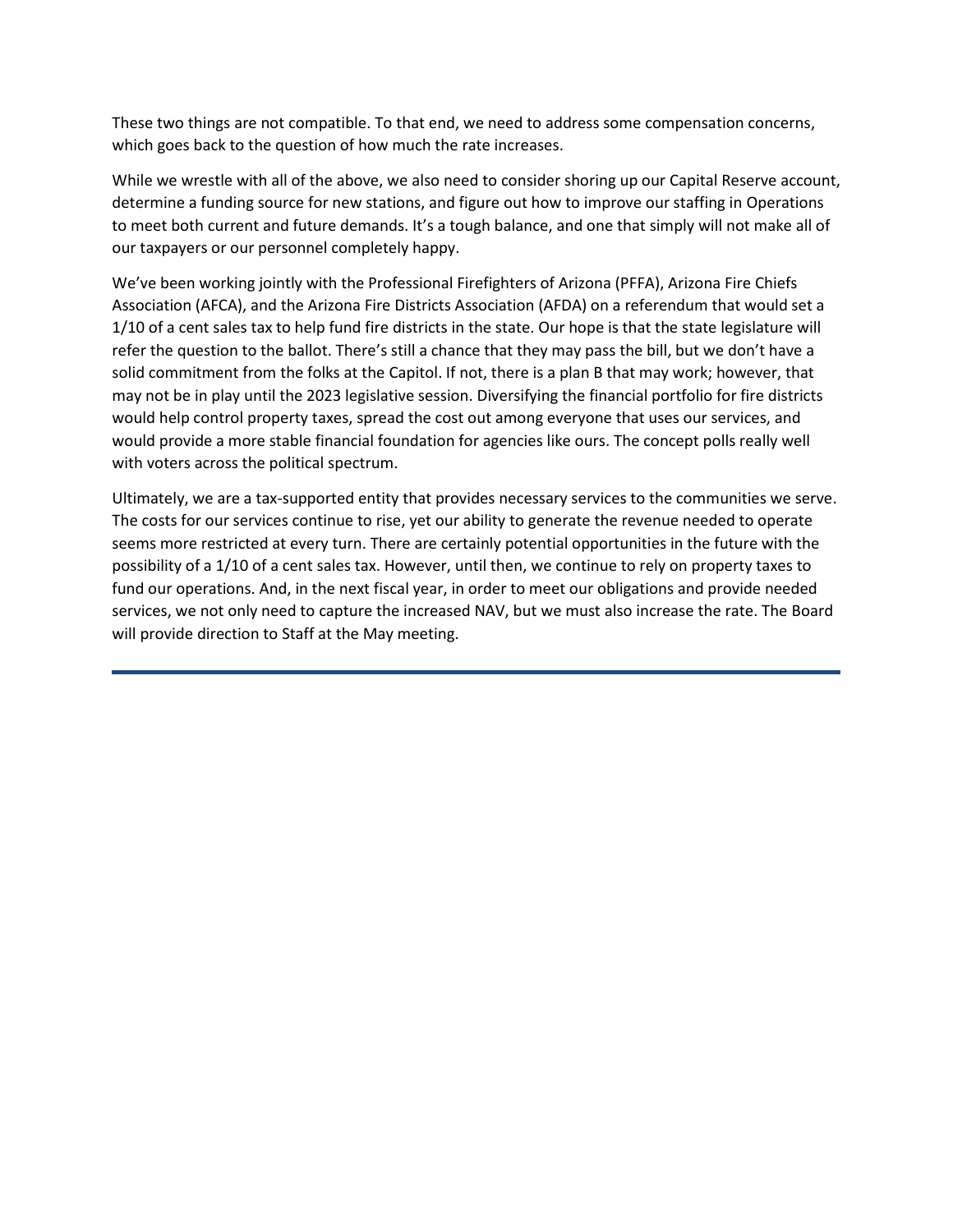These two things are not compatible. To that end, we need to address some compensation concerns, which goes back to the question of how much the rate increases.

While we wrestle with all of the above, we also need to consider shoring up our Capital Reserve account, determine a funding source for new stations, and figure out how to improve our staffing in Operations to meet both current and future demands. It's a tough balance, and one that simply will not make all of our taxpayers or our personnel completely happy.

We've been working jointly with the Professional Firefighters of Arizona (PFFA), Arizona Fire Chiefs Association (AFCA), and the Arizona Fire Districts Association (AFDA) on a referendum that would set a 1/10 of a cent sales tax to help fund fire districts in the state. Our hope is that the state legislature will refer the question to the ballot. There's still a chance that they may pass the bill, but we don't have a solid commitment from the folks at the Capitol. If not, there is a plan B that may work; however, that may not be in play until the 2023 legislative session. Diversifying the financial portfolio for fire districts would help control property taxes, spread the cost out among everyone that uses our services, and would provide a more stable financial foundation for agencies like ours. The concept polls really well with voters across the political spectrum.

Ultimately, we are a tax-supported entity that provides necessary services to the communities we serve. The costs for our services continue to rise, yet our ability to generate the revenue needed to operate seems more restricted at every turn. There are certainly potential opportunities in the future with the possibility of a 1/10 of a cent sales tax. However, until then, we continue to rely on property taxes to fund our operations. And, in the next fiscal year, in order to meet our obligations and provide needed services, we not only need to capture the increased NAV, but we must also increase the rate. The Board will provide direction to Staff at the May meeting.